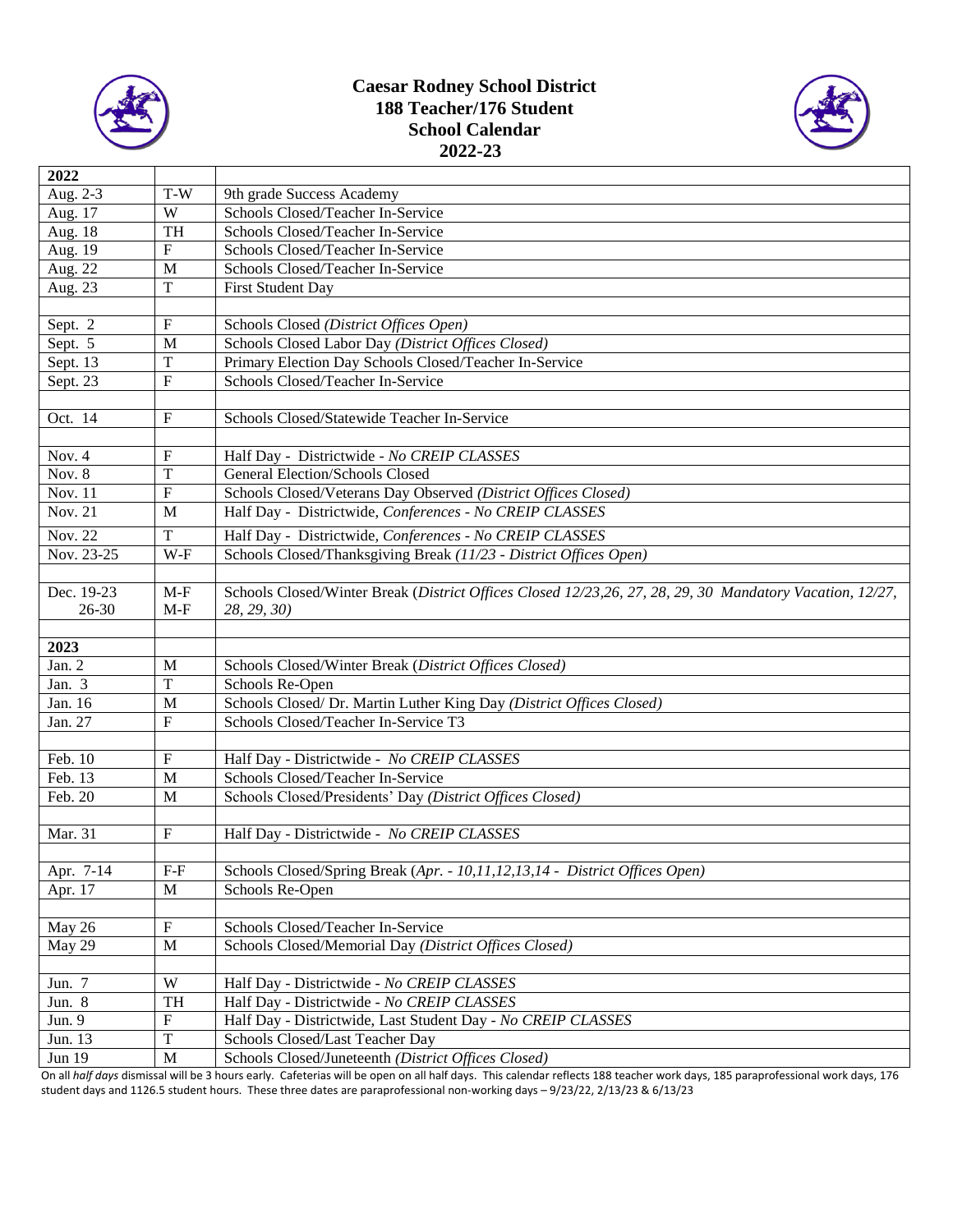# Caesar Rodney School District
## 188 Teacher/176 Student
## School Calendar
## 2022-23

| 2022 | | |
|---|---|---|
| Aug. 2-3 | T-W | 9th grade Success Academy |
| Aug. 17 | W | Schools Closed/Teacher In-Service |
| Aug. 18 | TH | Schools Closed/Teacher In-Service |
| Aug. 19 | F | Schools Closed/Teacher In-Service |
| Aug. 22 | M | Schools Closed/Teacher In-Service |
| Aug. 23 | T | First Student Day |
| | | |
| Sept. 2 | F | Schools Closed *(District Offices Open)* |
| Sept. 5 | M | Schools Closed Labor Day *(District Offices Closed)* |
| Sept. 13 | T | Primary Election Day Schools Closed/Teacher In-Service |
| Sept. 23 | F | Schools Closed/Teacher In-Service |
| | | |
| Oct. 14 | F | Schools Closed/Statewide Teacher In-Service |
| | | |
| Nov. 4 | F | Half Day - Districtwide - *No CREIP CLASSES* |
| Nov. 8 | T | General Election/Schools Closed |
| Nov. 11 | F | Schools Closed/Veterans Day Observed *(District Offices Closed)* |
| Nov. 21 | M | Half Day - Districtwide, *Conferences - No CREIP CLASSES* |
| Nov. 22 | T | Half Day - Districtwide, *Conferences - No CREIP CLASSES* |
| Nov. 23-25 | W-F | Schools Closed/Thanksgiving Break *(11/23 - District Offices Open)* |
| | | |
| Dec. 19-23<br>26-30 | M-F<br>M-F | Schools Closed/Winter Break (*District Offices Closed 12/23,26, 27, 28, 29, 30 Mandatory Vacation, 12/27, 28, 29, 30)* |
| | | |
| **2023** | | |
| Jan. 2 | M | Schools Closed/Winter Break (*District Offices Closed)* |
| Jan. 3 | T | Schools Re-Open |
| Jan. 16 | M | Schools Closed/ Dr. Martin Luther King Day *(District Offices Closed)* |
| Jan. 27 | F | Schools Closed/Teacher In-Service T3 |
| | | |
| Feb. 10 | F | Half Day - Districtwide - *No CREIP CLASSES* |
| Feb. 13 | M | Schools Closed/Teacher In-Service |
| Feb. 20 | M | Schools Closed/Presidents' Day *(District Offices Closed)* |
| | | |
| Mar. 31 | F | Half Day - Districtwide - *No CREIP CLASSES* |
| | | |
| Apr. 7-14 | F-F | Schools Closed/Spring Break (*Apr. - 10,11,12,13,14 - District Offices Open)* |
| Apr. 17 | M | Schools Re-Open |
| | | |
| May 26 | F | Schools Closed/Teacher In-Service |
| May 29 | M | Schools Closed/Memorial Day *(District Offices Closed)* |
| | | |
| Jun. 7 | W | Half Day - Districtwide - *No CREIP CLASSES* |
| Jun. 8 | TH | Half Day - Districtwide - *No CREIP CLASSES* |
| Jun. 9 | F | Half Day - Districtwide, Last Student Day - *No CREIP CLASSES* |
| Jun. 13 | T | Schools Closed/Last Teacher Day |
| Jun 19 | M | Schools Closed/Juneteenth *(District Offices Closed)* |

On all *half days* dismissal will be 3 hours early. Cafeterias will be open on all half days. This calendar reflects 188 teacher work days, 185 paraprofessional work days, 176 student days and 1126.5 student hours. These three dates are paraprofessional non-working days – 9/23/22, 2/13/23 & 6/13/23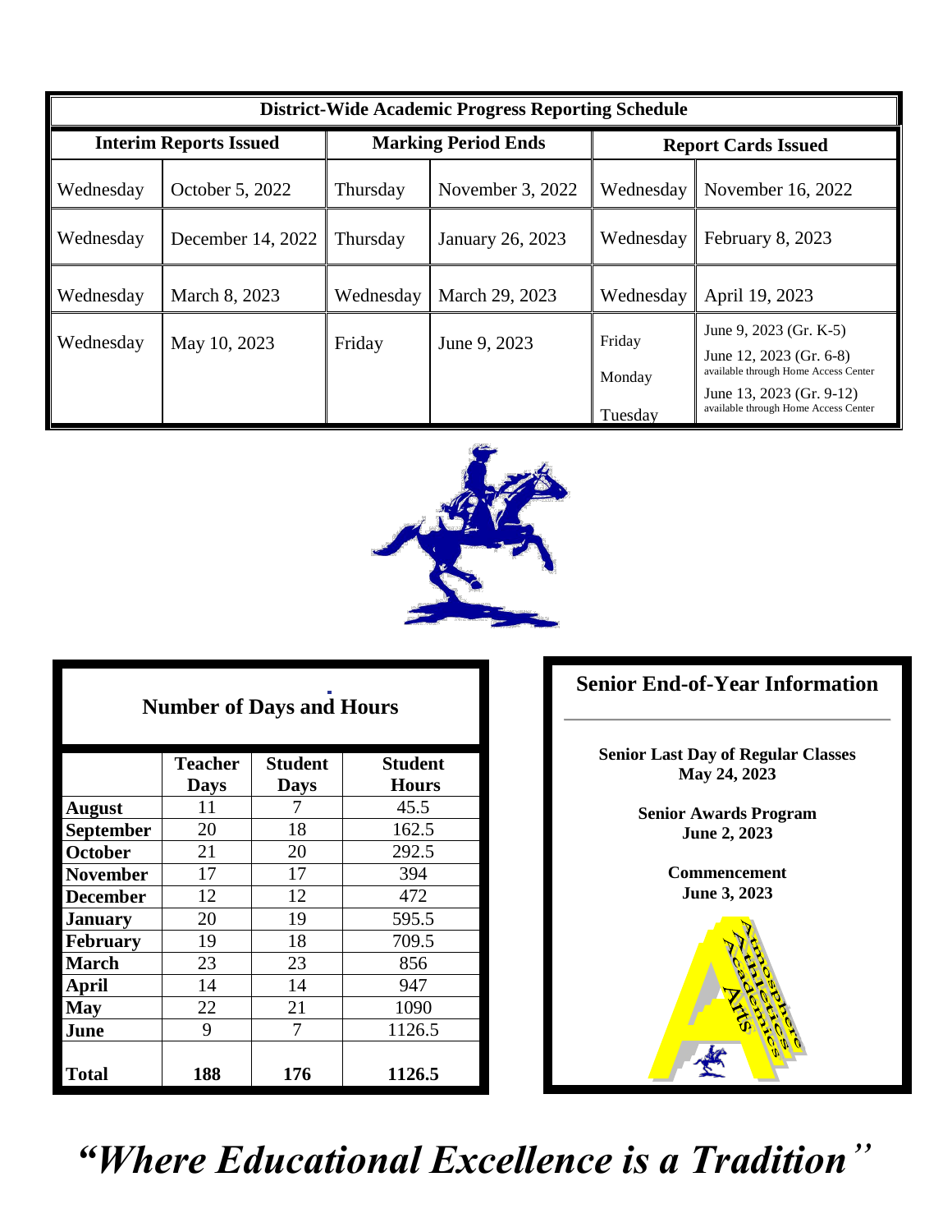## District-Wide Academic Progress Reporting Schedule

| Interim Reports Issued | | Marking Period Ends | | Report Cards Issued | |
|---|---|---|---|---|---|
| Wednesday | October 5, 2022 | Thursday | November 3, 2022 | Wednesday | November 16, 2022 |
| Wednesday | December 14, 2022 | Thursday | January 26, 2023 | Wednesday | February 8, 2023 |
| Wednesday | March 8, 2023 | Wednesday | March 29, 2023 | Wednesday | April 19, 2023 |
| Wednesday | May 10, 2023 | Friday | June 9, 2023 | Friday<br>Monday<br>Tuesday | June 9, 2023 (Gr. K-5)<br>June 12, 2023 (Gr. 6-8) available through Home Access Center<br>June 13, 2023 (Gr. 9-12) available through Home Access Center |

## Number of Days and Hours

| | Teacher Days | Student Days | Student Hours |
|---|---|---|---|
| **August** | 11 | 7 | 45.5 |
| **September** | 20 | 18 | 162.5 |
| **October** | 21 | 20 | 292.5 |
| **November** | 17 | 17 | 394 |
| **December** | 12 | 12 | 472 |
| **January** | 20 | 19 | 595.5 |
| **February** | 19 | 18 | 709.5 |
| **March** | 23 | 23 | 856 |
| **April** | 14 | 14 | 947 |
| **May** | 22 | 21 | 1090 |
| **June** | 9 | 7 | 1126.5 |
| **Total** | **188** | **176** | **1126.5** |

## Senior End-of-Year Information

**Senior Last Day of Regular Classes**
**May 24, 2023**

**Senior Awards Program**
**June 2, 2023**

**Commencement**
**June 3, 2023**

Atmosphere Athletics Academics Arts

# *"Where Educational Excellence is a Tradition"*